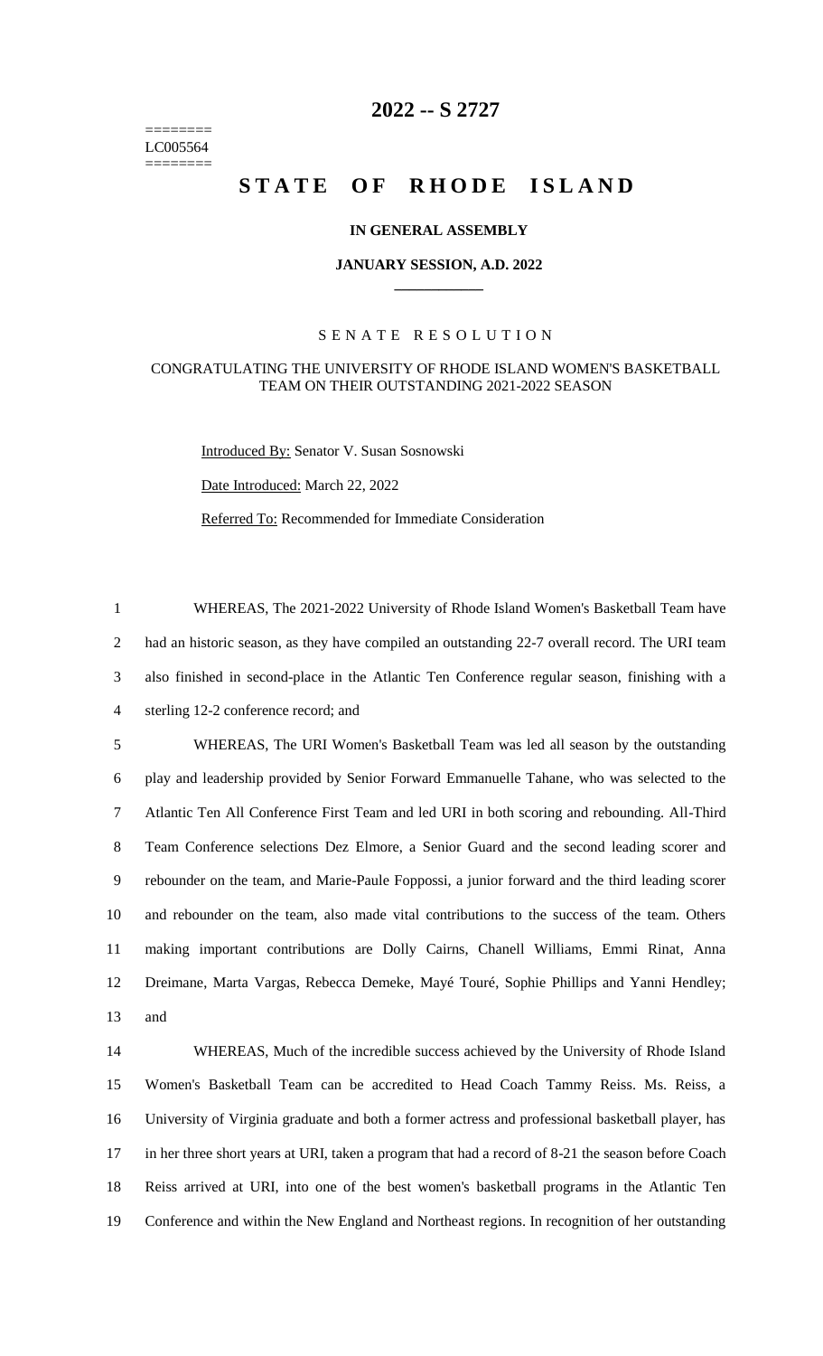# 2022 -- S 2727

========
LC005564
========

## STATE OF RHODE ISLAND

**IN GENERAL ASSEMBLY**

**JANUARY SESSION, A.D. 2022**

---

SENATE RESOLUTION

CONGRATULATING THE UNIVERSITY OF RHODE ISLAND WOMEN'S BASKETBALL TEAM ON THEIR OUTSTANDING 2021-2022 SEASON

Introduced By: Senator V. Susan Sosnowski

Date Introduced: March 22, 2022

Referred To: Recommended for Immediate Consideration

WHEREAS, The 2021-2022 University of Rhode Island Women's Basketball Team have had an historic season, as they have compiled an outstanding 22-7 overall record. The URI team also finished in second-place in the Atlantic Ten Conference regular season, finishing with a sterling 12-2 conference record; and

WHEREAS, The URI Women's Basketball Team was led all season by the outstanding play and leadership provided by Senior Forward Emmanuelle Tahane, who was selected to the Atlantic Ten All Conference First Team and led URI in both scoring and rebounding. All-Third Team Conference selections Dez Elmore, a Senior Guard and the second leading scorer and rebounder on the team, and Marie-Paule Foppossi, a junior forward and the third leading scorer and rebounder on the team, also made vital contributions to the success of the team. Others making important contributions are Dolly Cairns, Chanell Williams, Emmi Rinat, Anna Dreimane, Marta Vargas, Rebecca Demeke, Mayé Touré, Sophie Phillips and Yanni Hendley; and

WHEREAS, Much of the incredible success achieved by the University of Rhode Island Women's Basketball Team can be accredited to Head Coach Tammy Reiss. Ms. Reiss, a University of Virginia graduate and both a former actress and professional basketball player, has in her three short years at URI, taken a program that had a record of 8-21 the season before Coach Reiss arrived at URI, into one of the best women's basketball programs in the Atlantic Ten Conference and within the New England and Northeast regions. In recognition of her outstanding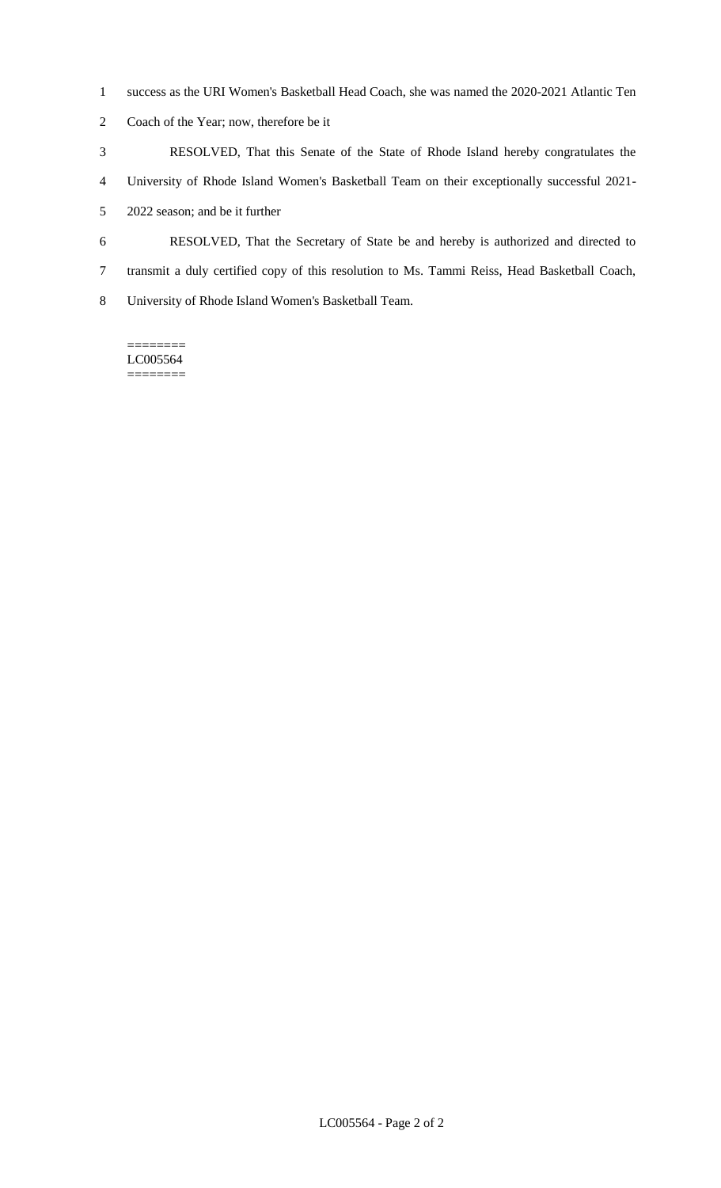success as the URI Women's Basketball Head Coach, she was named the 2020-2021 Atlantic Ten Coach of the Year; now, therefore be it

RESOLVED, That this Senate of the State of Rhode Island hereby congratulates the University of Rhode Island Women's Basketball Team on their exceptionally successful 2021-2022 season; and be it further

RESOLVED, That the Secretary of State be and hereby is authorized and directed to transmit a duly certified copy of this resolution to Ms. Tammi Reiss, Head Basketball Coach, University of Rhode Island Women's Basketball Team.

========
LC005564
========